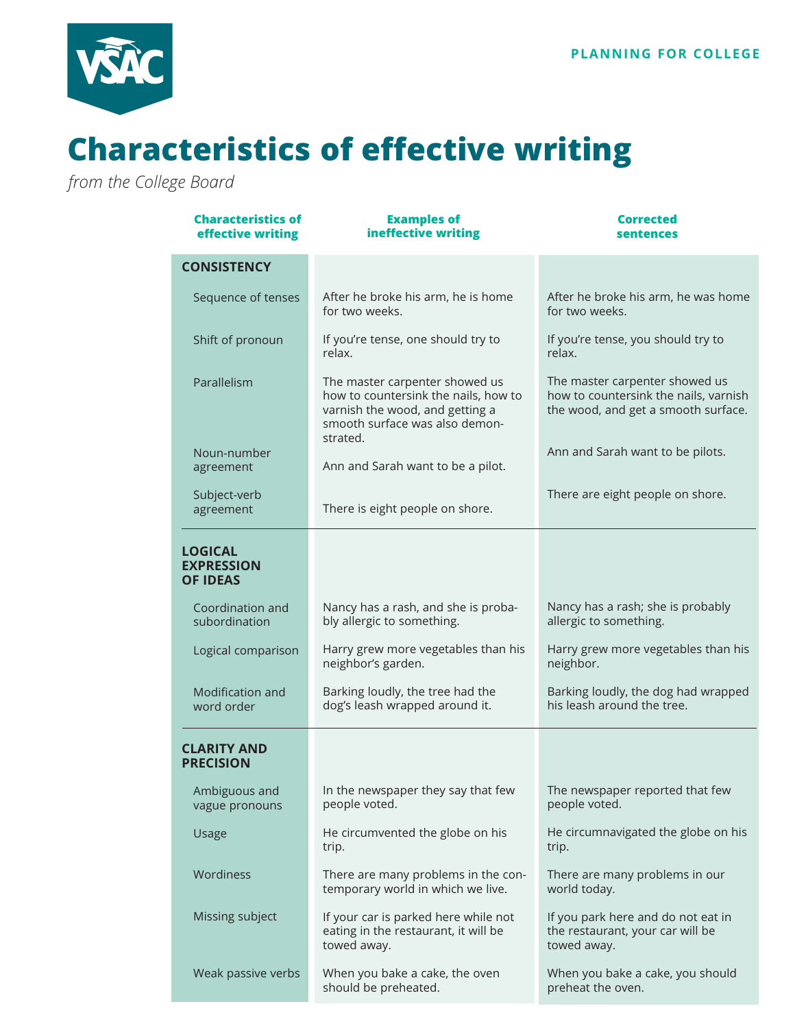PLANNING FOR COLLEGE

# Characteristics of effective writing

*from the College Board*

| Characteristics of effective writing | Examples of ineffective writing | Corrected sentences |
|---|---|---|
| **CONSISTENCY** | | |
| Sequence of tenses | After he broke his arm, he is home for two weeks. | After he broke his arm, he was home for two weeks. |
| Shift of pronoun | If you're tense, one should try to relax. | If you're tense, you should try to relax. |
| Parallelism | The master carpenter showed us how to countersink the nails, how to varnish the wood, and getting a smooth surface was also demonstrated. | The master carpenter showed us how to countersink the nails, varnish the wood, and get a smooth surface. |
| Noun-number agreement | Ann and Sarah want to be a pilot. | Ann and Sarah want to be pilots. |
| Subject-verb agreement | There is eight people on shore. | There are eight people on shore. |
| **LOGICAL EXPRESSION OF IDEAS** | | |
| Coordination and subordination | Nancy has a rash, and she is probably allergic to something. | Nancy has a rash; she is probably allergic to something. |
| Logical comparison | Harry grew more vegetables than his neighbor's garden. | Harry grew more vegetables than his neighbor. |
| Modification and word order | Barking loudly, the tree had the dog's leash wrapped around it. | Barking loudly, the dog had wrapped his leash around the tree. |
| **CLARITY AND PRECISION** | | |
| Ambiguous and vague pronouns | In the newspaper they say that few people voted. | The newspaper reported that few people voted. |
| Usage | He circumvented the globe on his trip. | He circumnavigated the globe on his trip. |
| Wordiness | There are many problems in the contemporary world in which we live. | There are many problems in our world today. |
| Missing subject | If your car is parked here while not eating in the restaurant, it will be towed away. | If you park here and do not eat in the restaurant, your car will be towed away. |
| Weak passive verbs | When you bake a cake, the oven should be preheated. | When you bake a cake, you should preheat the oven. |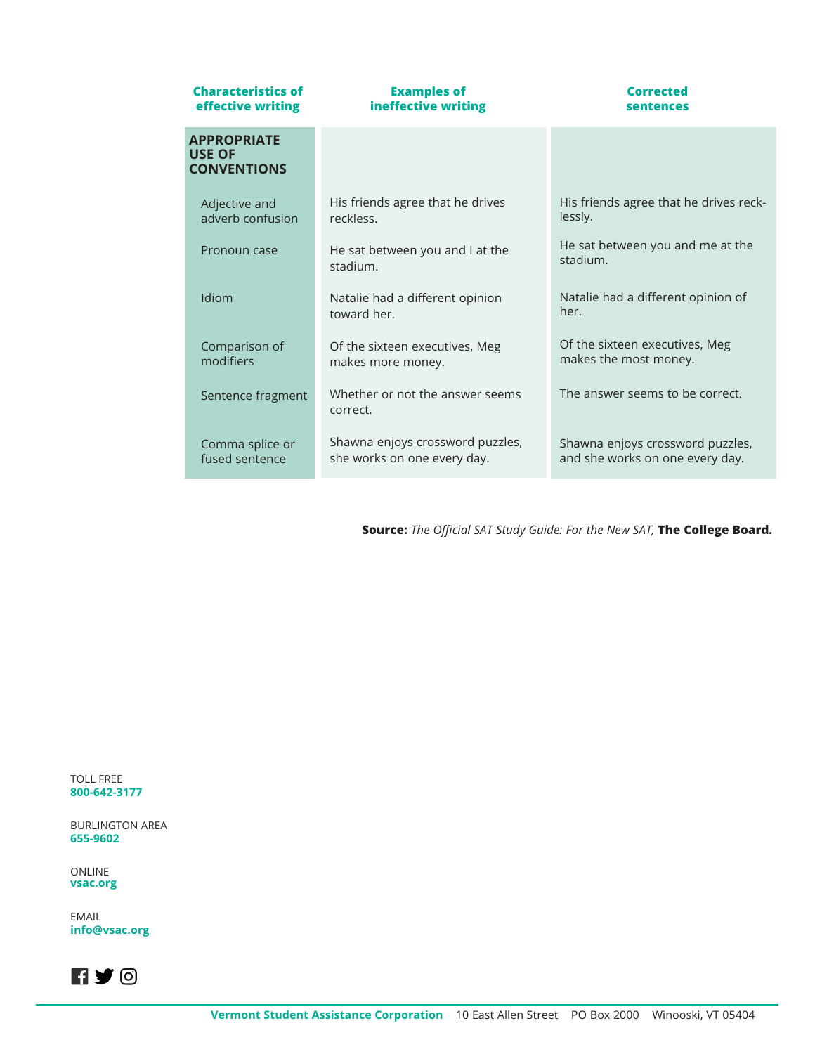| Characteristics of effective writing | Examples of ineffective writing | Corrected sentences |
|---|---|---|
| **APPROPRIATE USE OF CONVENTIONS** | | |
| Adjective and adverb confusion | His friends agree that he drives reckless. | His friends agree that he drives recklessly. |
| Pronoun case | He sat between you and I at the stadium. | He sat between you and me at the stadium. |
| Idiom | Natalie had a different opinion toward her. | Natalie had a different opinion of her. |
| Comparison of modifiers | Of the sixteen executives, Meg makes more money. | Of the sixteen executives, Meg makes the most money. |
| Sentence fragment | Whether or not the answer seems correct. | The answer seems to be correct. |
| Comma splice or fused sentence | Shawna enjoys crossword puzzles, she works on one every day. | Shawna enjoys crossword puzzles, and she works on one every day. |

**Source:** *The Official SAT Study Guide: For the New SAT,* **The College Board.**

TOLL FREE
**800-642-3177**

BURLINGTON AREA
**655-9602**

ONLINE
**vsac.org**

EMAIL
**info@vsac.org**

**Vermont Student Assistance Corporation** 10 East Allen Street PO Box 2000 Winooski, VT 05404